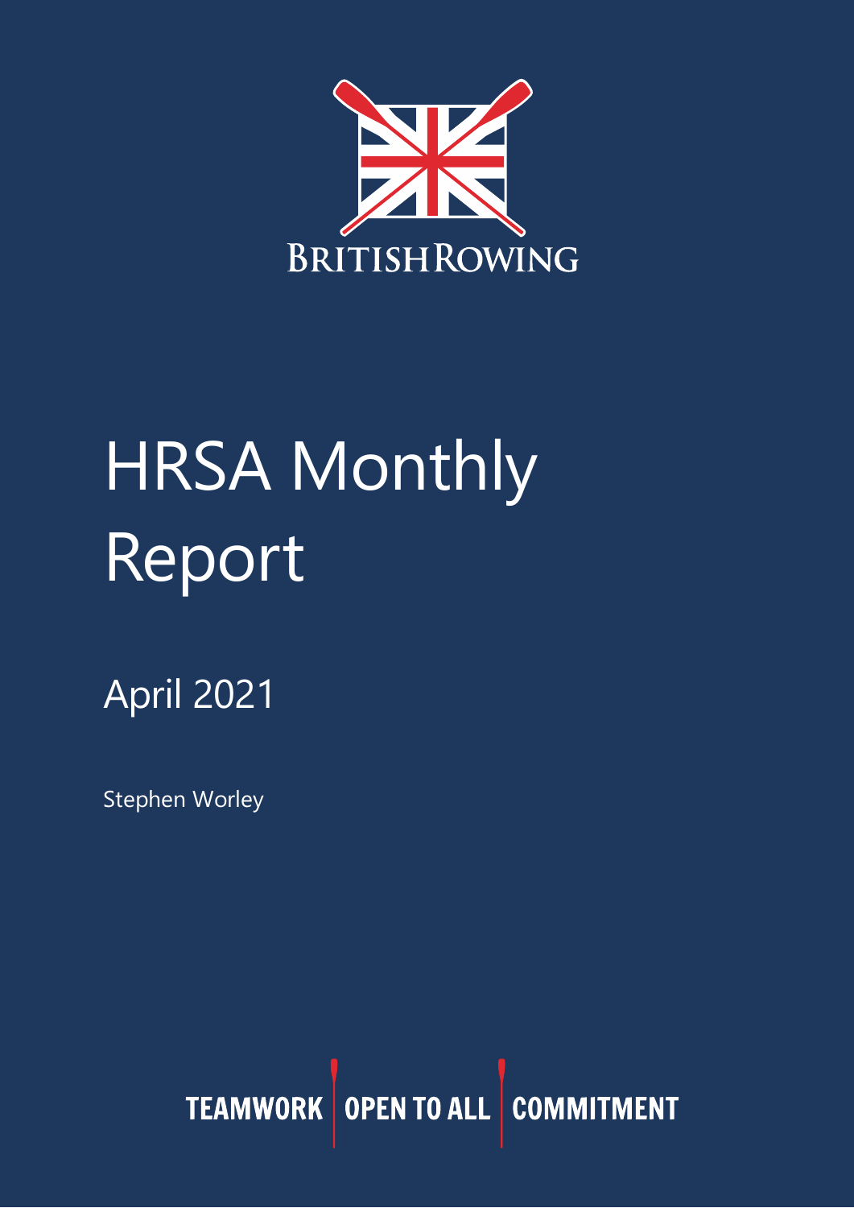BRITISH ROWING

# HRSA Monthly Report

## April 2021

Stephen Worley

TEAMWORK | OPEN TO ALL | COMMITMENT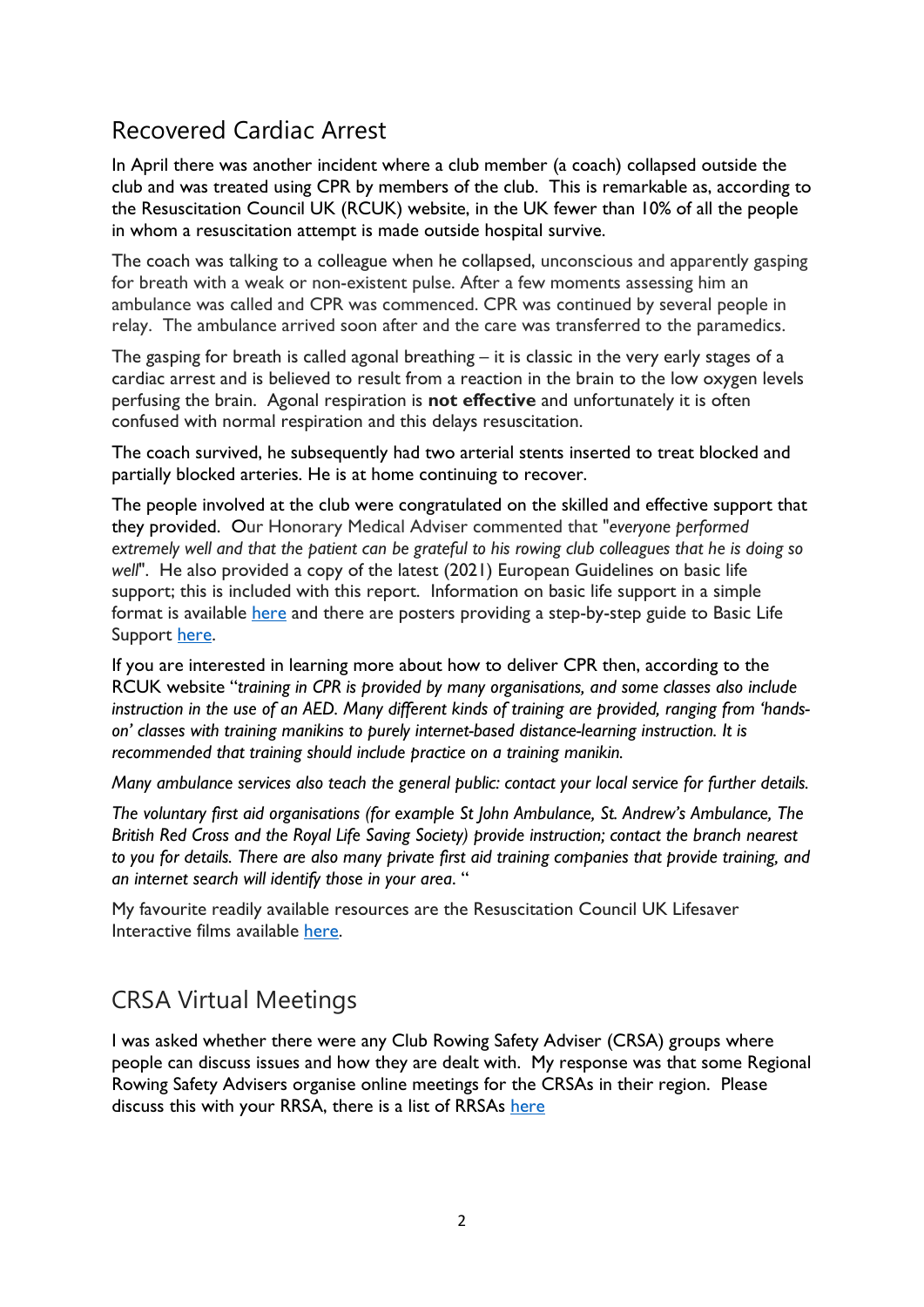## Recovered Cardiac Arrest

In April there was another incident where a club member (a coach) collapsed outside the club and was treated using CPR by members of the club. This is remarkable as, according to the Resuscitation Council UK (RCUK) website, in the UK fewer than 10% of all the people in whom a resuscitation attempt is made outside hospital survive.

The coach was talking to a colleague when he collapsed, unconscious and apparently gasping for breath with a weak or non-existent pulse. After a few moments assessing him an ambulance was called and CPR was commenced. CPR was continued by several people in relay. The ambulance arrived soon after and the care was transferred to the paramedics.

The gasping for breath is called agonal breathing – it is classic in the very early stages of a cardiac arrest and is believed to result from a reaction in the brain to the low oxygen levels perfusing the brain. Agonal respiration is **not effective** and unfortunately it is often confused with normal respiration and this delays resuscitation.

The coach survived, he subsequently had two arterial stents inserted to treat blocked and partially blocked arteries. He is at home continuing to recover.

The people involved at the club were congratulated on the skilled and effective support that they provided. Our Honorary Medical Adviser commented that "*everyone performed extremely well and that the patient can be grateful to his rowing club colleagues that he is doing so well*". He also provided a copy of the latest (2021) European Guidelines on basic life support; this is included with this report. Information on basic life support in a simple format is available here and there are posters providing a step-by-step guide to Basic Life Support here.

If you are interested in learning more about how to deliver CPR then, according to the RCUK website "*training in CPR is provided by many organisations, and some classes also include instruction in the use of an AED. Many different kinds of training are provided, ranging from 'hands-on' classes with training manikins to purely internet-based distance-learning instruction. It is recommended that training should include practice on a training manikin.*

*Many ambulance services also teach the general public: contact your local service for further details.*

*The voluntary first aid organisations (for example St John Ambulance, St. Andrew's Ambulance, The British Red Cross and the Royal Life Saving Society) provide instruction; contact the branch nearest to you for details. There are also many private first aid training companies that provide training, and an internet search will identify those in your area.* "

My favourite readily available resources are the Resuscitation Council UK Lifesaver Interactive films available here.

## CRSA Virtual Meetings

I was asked whether there were any Club Rowing Safety Adviser (CRSA) groups where people can discuss issues and how they are dealt with. My response was that some Regional Rowing Safety Advisers organise online meetings for the CRSAs in their region. Please discuss this with your RRSA, there is a list of RRSAs here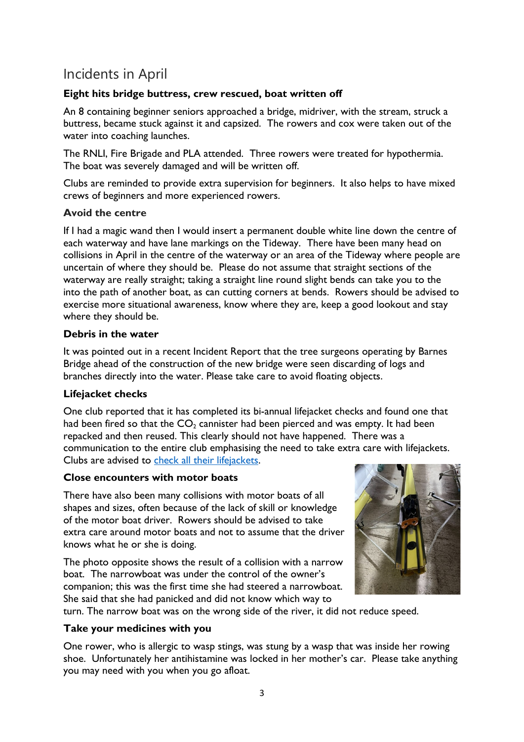## Incidents in April

### Eight hits bridge buttress, crew rescued, boat written off

An 8 containing beginner seniors approached a bridge, midriver, with the stream, struck a buttress, became stuck against it and capsized. The rowers and cox were taken out of the water into coaching launches.

The RNLI, Fire Brigade and PLA attended. Three rowers were treated for hypothermia. The boat was severely damaged and will be written off.

Clubs are reminded to provide extra supervision for beginners. It also helps to have mixed crews of beginners and more experienced rowers.

### Avoid the centre

If I had a magic wand then I would insert a permanent double white line down the centre of each waterway and have lane markings on the Tideway. There have been many head on collisions in April in the centre of the waterway or an area of the Tideway where people are uncertain of where they should be. Please do not assume that straight sections of the waterway are really straight; taking a straight line round slight bends can take you to the into the path of another boat, as can cutting corners at bends. Rowers should be advised to exercise more situational awareness, know where they are, keep a good lookout and stay where they should be.

### Debris in the water

It was pointed out in a recent Incident Report that the tree surgeons operating by Barnes Bridge ahead of the construction of the new bridge were seen discarding of logs and branches directly into the water. Please take care to avoid floating objects.

### Lifejacket checks

One club reported that it has completed its bi-annual lifejacket checks and found one that had been fired so that the $CO_2$ cannister had been pierced and was empty. It had been repacked and then reused. This clearly should not have happened. There was a communication to the entire club emphasising the need to take extra care with lifejackets. Clubs are advised to check all their lifejackets.

### Close encounters with motor boats

There have also been many collisions with motor boats of all shapes and sizes, often because of the lack of skill or knowledge of the motor boat driver. Rowers should be advised to take extra care around motor boats and not to assume that the driver knows what he or she is doing.

The photo opposite shows the result of a collision with a narrow boat. The narrowboat was under the control of the owner's companion; this was the first time she had steered a narrowboat. She said that she had panicked and did not know which way to turn. The narrow boat was on the wrong side of the river, it did not reduce speed.

### Take your medicines with you

One rower, who is allergic to wasp stings, was stung by a wasp that was inside her rowing shoe. Unfortunately her antihistamine was locked in her mother's car. Please take anything you may need with you when you go afloat.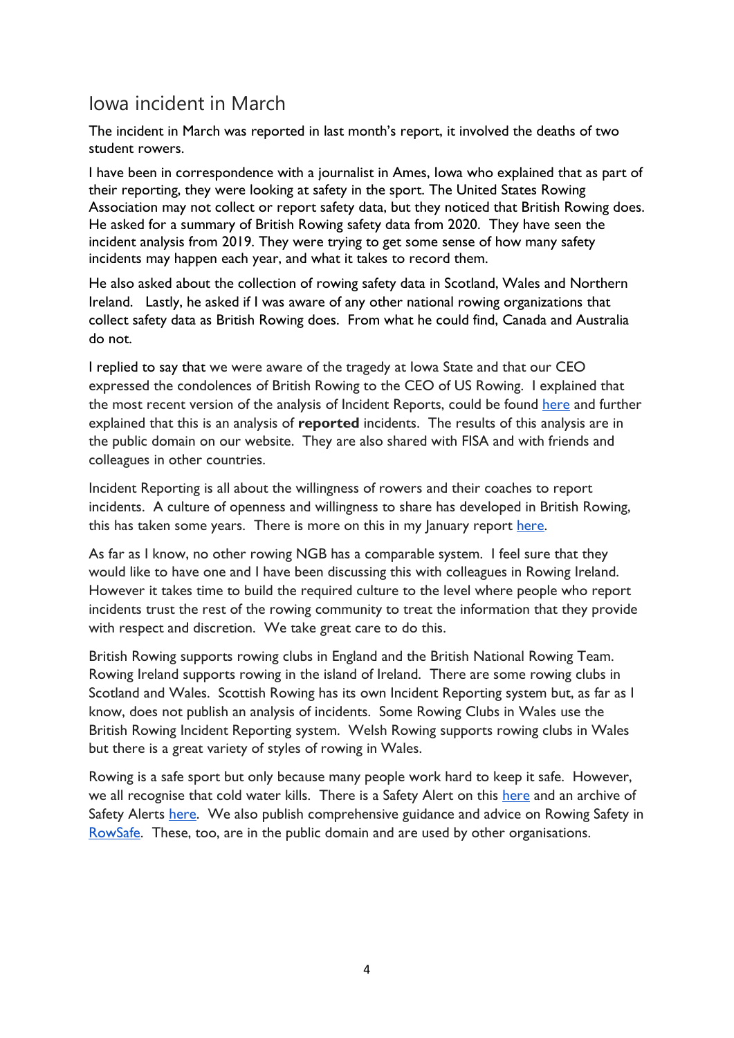## Iowa incident in March

The incident in March was reported in last month's report, it involved the deaths of two student rowers.

I have been in correspondence with a journalist in Ames, Iowa who explained that as part of their reporting, they were looking at safety in the sport. The United States Rowing Association may not collect or report safety data, but they noticed that British Rowing does. He asked for a summary of British Rowing safety data from 2020. They have seen the incident analysis from 2019. They were trying to get some sense of how many safety incidents may happen each year, and what it takes to record them.

He also asked about the collection of rowing safety data in Scotland, Wales and Northern Ireland. Lastly, he asked if I was aware of any other national rowing organizations that collect safety data as British Rowing does. From what he could find, Canada and Australia do not.

I replied to say that we were aware of the tragedy at Iowa State and that our CEO expressed the condolences of British Rowing to the CEO of US Rowing. I explained that the most recent version of the analysis of Incident Reports, could be found here and further explained that this is an analysis of **reported** incidents. The results of this analysis are in the public domain on our website. They are also shared with FISA and with friends and colleagues in other countries.

Incident Reporting is all about the willingness of rowers and their coaches to report incidents. A culture of openness and willingness to share has developed in British Rowing, this has taken some years. There is more on this in my January report here.

As far as I know, no other rowing NGB has a comparable system. I feel sure that they would like to have one and I have been discussing this with colleagues in Rowing Ireland. However it takes time to build the required culture to the level where people who report incidents trust the rest of the rowing community to treat the information that they provide with respect and discretion. We take great care to do this.

British Rowing supports rowing clubs in England and the British National Rowing Team. Rowing Ireland supports rowing in the island of Ireland. There are some rowing clubs in Scotland and Wales. Scottish Rowing has its own Incident Reporting system but, as far as I know, does not publish an analysis of incidents. Some Rowing Clubs in Wales use the British Rowing Incident Reporting system. Welsh Rowing supports rowing clubs in Wales but there is a great variety of styles of rowing in Wales.

Rowing is a safe sport but only because many people work hard to keep it safe. However, we all recognise that cold water kills. There is a Safety Alert on this here and an archive of Safety Alerts here. We also publish comprehensive guidance and advice on Rowing Safety in RowSafe. These, too, are in the public domain and are used by other organisations.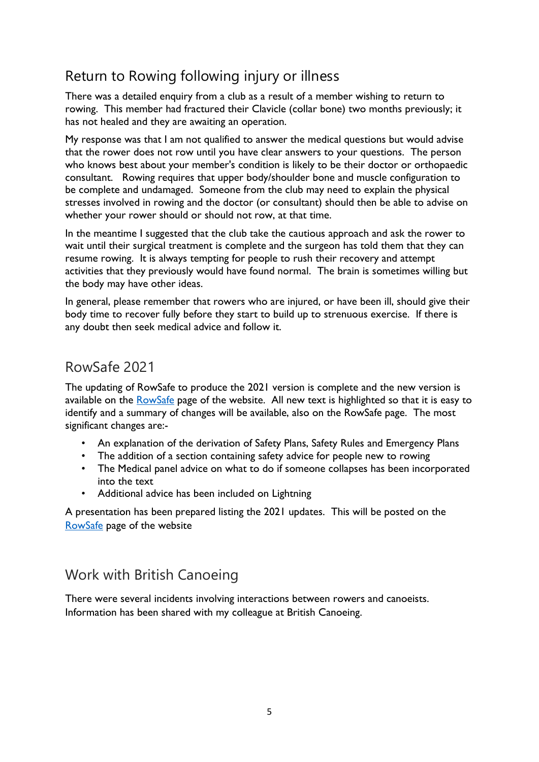## Return to Rowing following injury or illness

There was a detailed enquiry from a club as a result of a member wishing to return to rowing. This member had fractured their Clavicle (collar bone) two months previously; it has not healed and they are awaiting an operation.

My response was that I am not qualified to answer the medical questions but would advise that the rower does not row until you have clear answers to your questions. The person who knows best about your member's condition is likely to be their doctor or orthopaedic consultant. Rowing requires that upper body/shoulder bone and muscle configuration to be complete and undamaged. Someone from the club may need to explain the physical stresses involved in rowing and the doctor (or consultant) should then be able to advise on whether your rower should or should not row, at that time.

In the meantime I suggested that the club take the cautious approach and ask the rower to wait until their surgical treatment is complete and the surgeon has told them that they can resume rowing. It is always tempting for people to rush their recovery and attempt activities that they previously would have found normal. The brain is sometimes willing but the body may have other ideas.

In general, please remember that rowers who are injured, or have been ill, should give their body time to recover fully before they start to build up to strenuous exercise. If there is any doubt then seek medical advice and follow it.

## RowSafe 2021

The updating of RowSafe to produce the 2021 version is complete and the new version is available on the RowSafe page of the website. All new text is highlighted so that it is easy to identify and a summary of changes will be available, also on the RowSafe page. The most significant changes are:-

- An explanation of the derivation of Safety Plans, Safety Rules and Emergency Plans
- The addition of a section containing safety advice for people new to rowing
- The Medical panel advice on what to do if someone collapses has been incorporated into the text
- Additional advice has been included on Lightning

A presentation has been prepared listing the 2021 updates. This will be posted on the RowSafe page of the website

## Work with British Canoeing

There were several incidents involving interactions between rowers and canoeists. Information has been shared with my colleague at British Canoeing.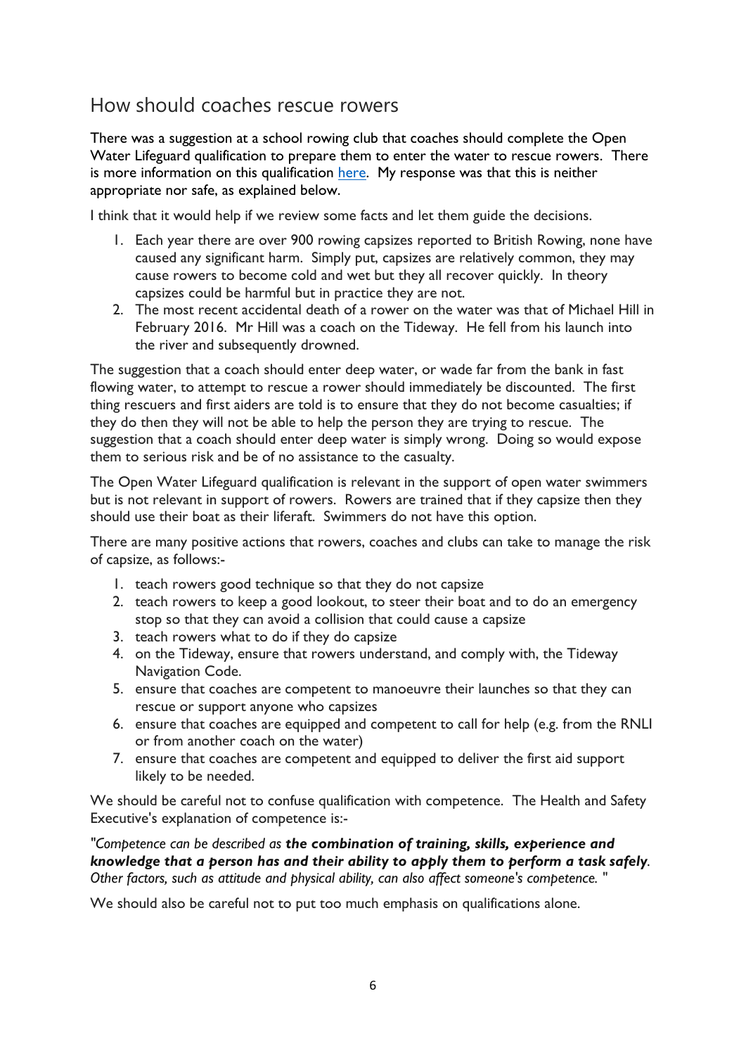## How should coaches rescue rowers

There was a suggestion at a school rowing club that coaches should complete the Open Water Lifeguard qualification to prepare them to enter the water to rescue rowers. There is more information on this qualification here. My response was that this is neither appropriate nor safe, as explained below.

I think that it would help if we review some facts and let them guide the decisions.

1. Each year there are over 900 rowing capsizes reported to British Rowing, none have caused any significant harm. Simply put, capsizes are relatively common, they may cause rowers to become cold and wet but they all recover quickly. In theory capsizes could be harmful but in practice they are not.
2. The most recent accidental death of a rower on the water was that of Michael Hill in February 2016. Mr Hill was a coach on the Tideway. He fell from his launch into the river and subsequently drowned.

The suggestion that a coach should enter deep water, or wade far from the bank in fast flowing water, to attempt to rescue a rower should immediately be discounted. The first thing rescuers and first aiders are told is to ensure that they do not become casualties; if they do then they will not be able to help the person they are trying to rescue. The suggestion that a coach should enter deep water is simply wrong. Doing so would expose them to serious risk and be of no assistance to the casualty.

The Open Water Lifeguard qualification is relevant in the support of open water swimmers but is not relevant in support of rowers. Rowers are trained that if they capsize then they should use their boat as their liferaft. Swimmers do not have this option.

There are many positive actions that rowers, coaches and clubs can take to manage the risk of capsize, as follows:-

1. teach rowers good technique so that they do not capsize
2. teach rowers to keep a good lookout, to steer their boat and to do an emergency stop so that they can avoid a collision that could cause a capsize
3. teach rowers what to do if they do capsize
4. on the Tideway, ensure that rowers understand, and comply with, the Tideway Navigation Code.
5. ensure that coaches are competent to manoeuvre their launches so that they can rescue or support anyone who capsizes
6. ensure that coaches are equipped and competent to call for help (e.g. from the RNLI or from another coach on the water)
7. ensure that coaches are competent and equipped to deliver the first aid support likely to be needed.

We should be careful not to confuse qualification with competence. The Health and Safety Executive's explanation of competence is:-

*"Competence can be described as **the combination of training, skills, experience and knowledge that a person has and their ability to apply them to perform a task safely**. Other factors, such as attitude and physical ability, can also affect someone's competence. "*

We should also be careful not to put too much emphasis on qualifications alone.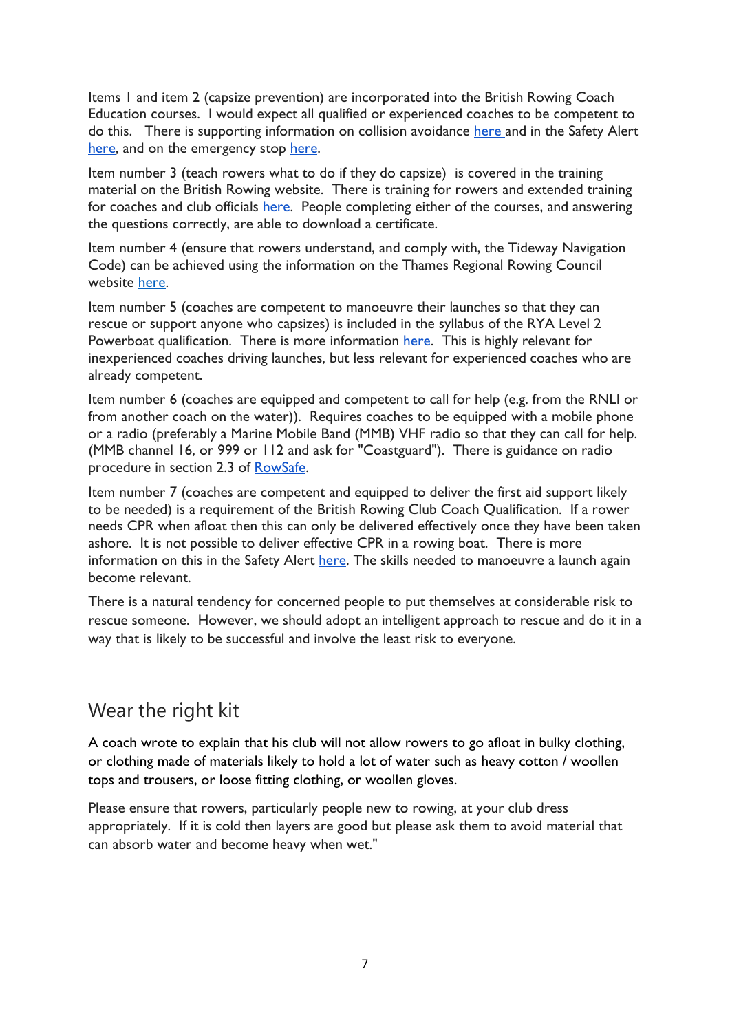Items 1 and item 2 (capsize prevention) are incorporated into the British Rowing Coach Education courses. I would expect all qualified or experienced coaches to be competent to do this. There is supporting information on collision avoidance here and in the Safety Alert here, and on the emergency stop here.

Item number 3 (teach rowers what to do if they do capsize) is covered in the training material on the British Rowing website. There is training for rowers and extended training for coaches and club officials here. People completing either of the courses, and answering the questions correctly, are able to download a certificate.

Item number 4 (ensure that rowers understand, and comply with, the Tideway Navigation Code) can be achieved using the information on the Thames Regional Rowing Council website here.

Item number 5 (coaches are competent to manoeuvre their launches so that they can rescue or support anyone who capsizes) is included in the syllabus of the RYA Level 2 Powerboat qualification. There is more information here. This is highly relevant for inexperienced coaches driving launches, but less relevant for experienced coaches who are already competent.

Item number 6 (coaches are equipped and competent to call for help (e.g. from the RNLI or from another coach on the water)). Requires coaches to be equipped with a mobile phone or a radio (preferably a Marine Mobile Band (MMB) VHF radio so that they can call for help. (MMB channel 16, or 999 or 112 and ask for "Coastguard"). There is guidance on radio procedure in section 2.3 of RowSafe.

Item number 7 (coaches are competent and equipped to deliver the first aid support likely to be needed) is a requirement of the British Rowing Club Coach Qualification. If a rower needs CPR when afloat then this can only be delivered effectively once they have been taken ashore. It is not possible to deliver effective CPR in a rowing boat. There is more information on this in the Safety Alert here. The skills needed to manoeuvre a launch again become relevant.

There is a natural tendency for concerned people to put themselves at considerable risk to rescue someone. However, we should adopt an intelligent approach to rescue and do it in a way that is likely to be successful and involve the least risk to everyone.

## Wear the right kit

A coach wrote to explain that his club will not allow rowers to go afloat in bulky clothing, or clothing made of materials likely to hold a lot of water such as heavy cotton / woollen tops and trousers, or loose fitting clothing, or woollen gloves.

Please ensure that rowers, particularly people new to rowing, at your club dress appropriately. If it is cold then layers are good but please ask them to avoid material that can absorb water and become heavy when wet."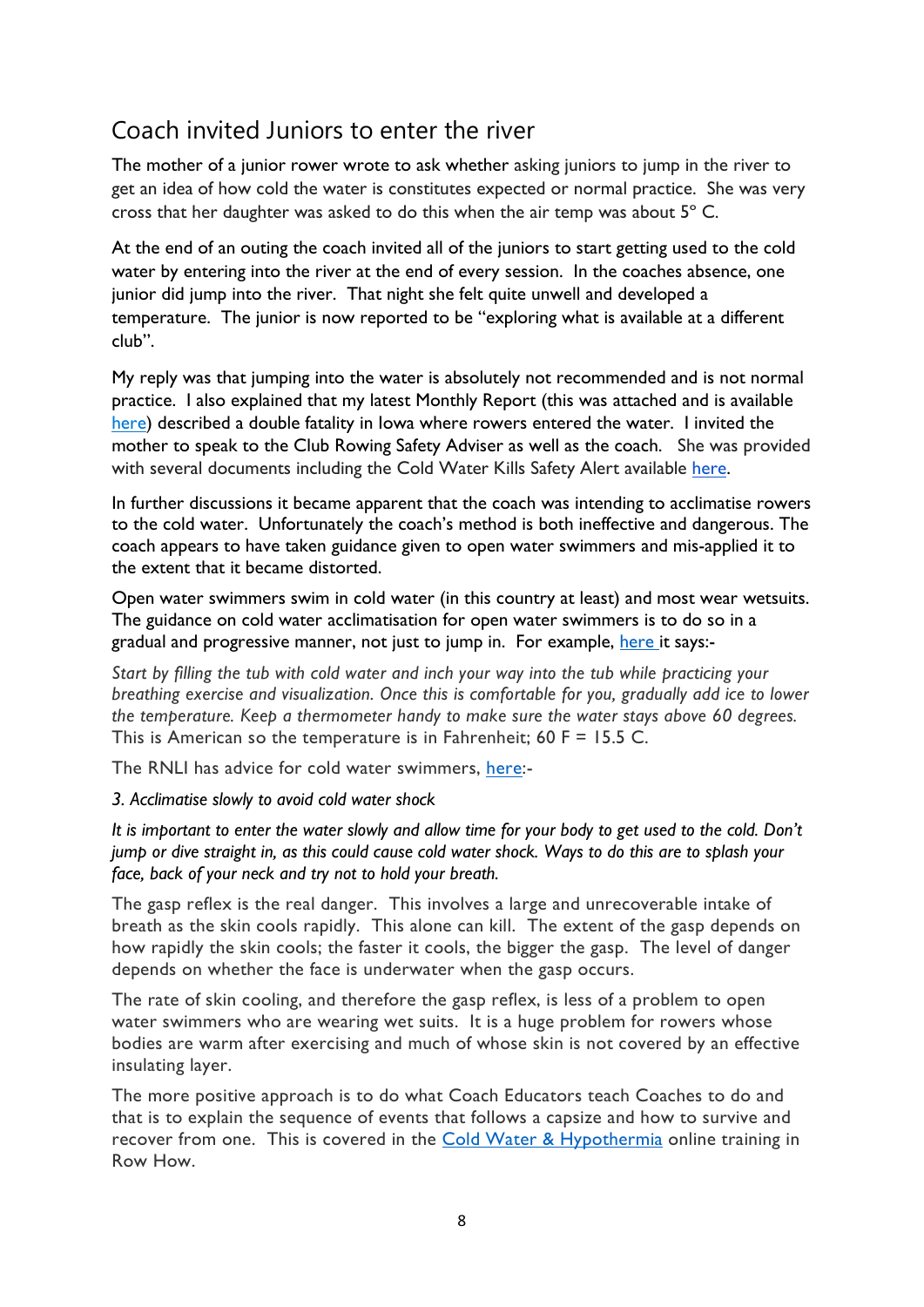## Coach invited Juniors to enter the river

The mother of a junior rower wrote to ask whether asking juniors to jump in the river to get an idea of how cold the water is constitutes expected or normal practice. She was very cross that her daughter was asked to do this when the air temp was about 5° C.

At the end of an outing the coach invited all of the juniors to start getting used to the cold water by entering into the river at the end of every session. In the coaches absence, one junior did jump into the river. That night she felt quite unwell and developed a temperature. The junior is now reported to be "exploring what is available at a different club".

My reply was that jumping into the water is absolutely not recommended and is not normal practice. I also explained that my latest Monthly Report (this was attached and is available here) described a double fatality in Iowa where rowers entered the water. I invited the mother to speak to the Club Rowing Safety Adviser as well as the coach. She was provided with several documents including the Cold Water Kills Safety Alert available here.

In further discussions it became apparent that the coach was intending to acclimatise rowers to the cold water. Unfortunately the coach's method is both ineffective and dangerous. The coach appears to have taken guidance given to open water swimmers and mis-applied it to the extent that it became distorted.

Open water swimmers swim in cold water (in this country at least) and most wear wetsuits. The guidance on cold water acclimatisation for open water swimmers is to do so in a gradual and progressive manner, not just to jump in. For example, here it says:-

*Start by filling the tub with cold water and inch your way into the tub while practicing your breathing exercise and visualization. Once this is comfortable for you, gradually add ice to lower the temperature. Keep a thermometer handy to make sure the water stays above 60 degrees.*
This is American so the temperature is in Fahrenheit; 60 F = 15.5 C.

The RNLI has advice for cold water swimmers, here:-

*3. Acclimatise slowly to avoid cold water shock*

*It is important to enter the water slowly and allow time for your body to get used to the cold. Don't jump or dive straight in, as this could cause cold water shock. Ways to do this are to splash your face, back of your neck and try not to hold your breath.*

The gasp reflex is the real danger. This involves a large and unrecoverable intake of breath as the skin cools rapidly. This alone can kill. The extent of the gasp depends on how rapidly the skin cools; the faster it cools, the bigger the gasp. The level of danger depends on whether the face is underwater when the gasp occurs.

The rate of skin cooling, and therefore the gasp reflex, is less of a problem to open water swimmers who are wearing wet suits. It is a huge problem for rowers whose bodies are warm after exercising and much of whose skin is not covered by an effective insulating layer.

The more positive approach is to do what Coach Educators teach Coaches to do and that is to explain the sequence of events that follows a capsize and how to survive and recover from one. This is covered in the Cold Water & Hypothermia online training in Row How.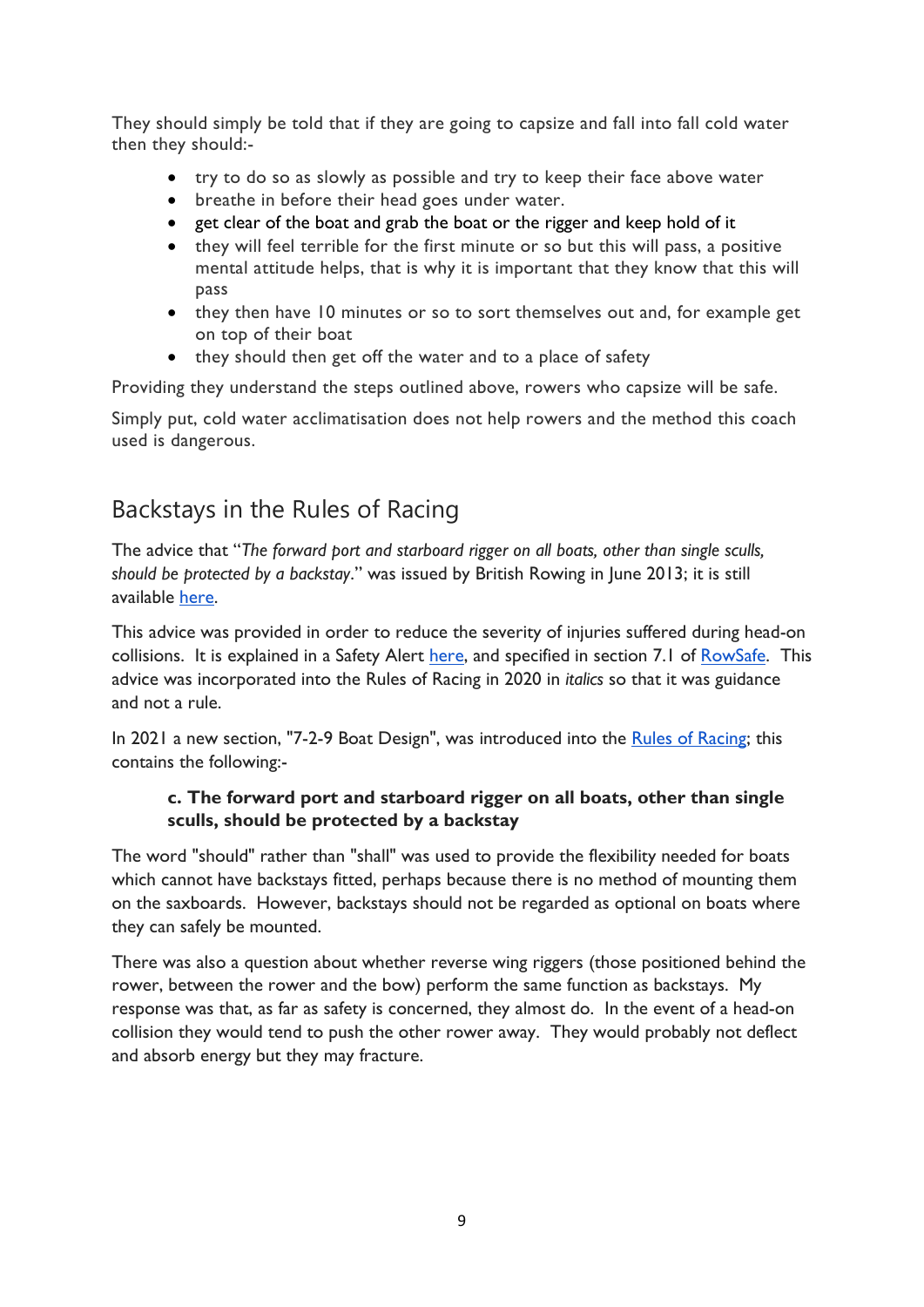They should simply be told that if they are going to capsize and fall into fall cold water then they should:-

- try to do so as slowly as possible and try to keep their face above water
- breathe in before their head goes under water.
- get clear of the boat and grab the boat or the rigger and keep hold of it
- they will feel terrible for the first minute or so but this will pass, a positive mental attitude helps, that is why it is important that they know that this will pass
- they then have 10 minutes or so to sort themselves out and, for example get on top of their boat
- they should then get off the water and to a place of safety

Providing they understand the steps outlined above, rowers who capsize will be safe.

Simply put, cold water acclimatisation does not help rowers and the method this coach used is dangerous.

## Backstays in the Rules of Racing

The advice that "*The forward port and starboard rigger on all boats, other than single sculls, should be protected by a backstay*." was issued by British Rowing in June 2013; it is still available here.

This advice was provided in order to reduce the severity of injuries suffered during head-on collisions. It is explained in a Safety Alert here, and specified in section 7.1 of RowSafe. This advice was incorporated into the Rules of Racing in 2020 in *italics* so that it was guidance and not a rule.

In 2021 a new section, "7-2-9 Boat Design", was introduced into the Rules of Racing; this contains the following:-

> **c. The forward port and starboard rigger on all boats, other than single sculls, should be protected by a backstay**

The word "should" rather than "shall" was used to provide the flexibility needed for boats which cannot have backstays fitted, perhaps because there is no method of mounting them on the saxboards. However, backstays should not be regarded as optional on boats where they can safely be mounted.

There was also a question about whether reverse wing riggers (those positioned behind the rower, between the rower and the bow) perform the same function as backstays. My response was that, as far as safety is concerned, they almost do. In the event of a head-on collision they would tend to push the other rower away. They would probably not deflect and absorb energy but they may fracture.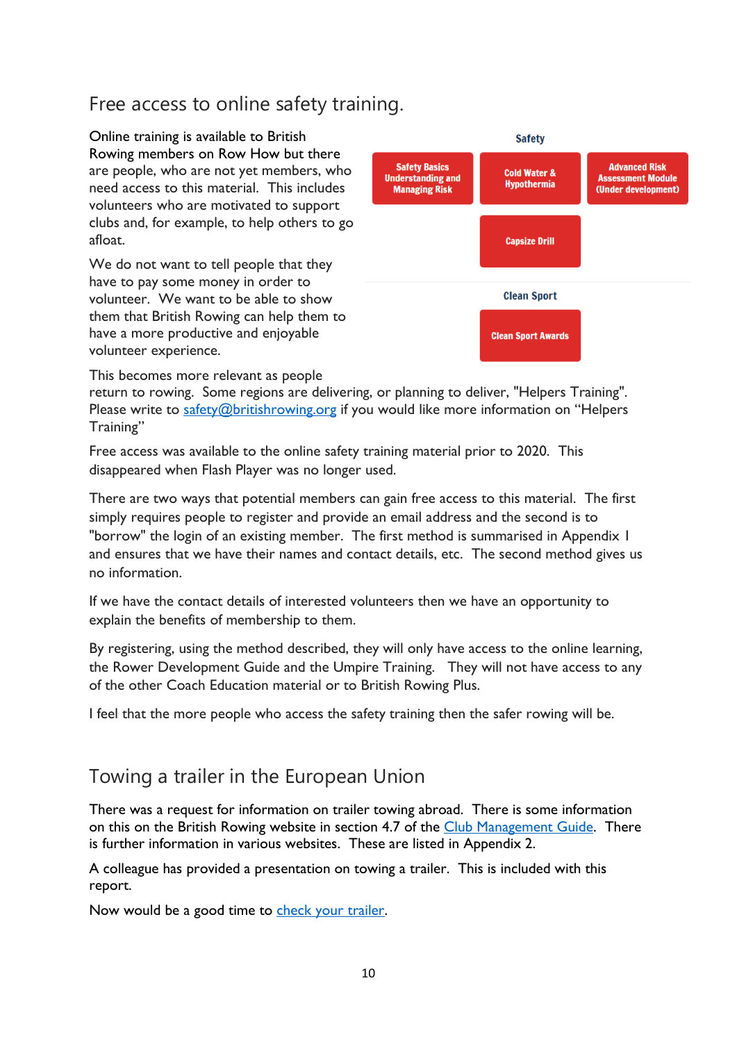## Free access to online safety training.

Online training is available to British Rowing members on Row How but there are people, who are not yet members, who need access to this material. This includes volunteers who are motivated to support clubs and, for example, to help others to go afloat.

We do not want to tell people that they have to pay some money in order to volunteer. We want to be able to show them that British Rowing can help them to have a more productive and enjoyable volunteer experience.

Safety

- Safety Basics Understanding and Managing Risk
- Cold Water & Hypothermia
- Advanced Risk Assessment Module (Under development)
- Capsize Drill

Clean Sport

- Clean Sport Awards

This becomes more relevant as people return to rowing. Some regions are delivering, or planning to deliver, "Helpers Training". Please write to [safety@britishrowing.org](mailto:safety@britishrowing.org) if you would like more information on "Helpers Training"

Free access was available to the online safety training material prior to 2020. This disappeared when Flash Player was no longer used.

There are two ways that potential members can gain free access to this material. The first simply requires people to register and provide an email address and the second is to "borrow" the login of an existing member. The first method is summarised in Appendix I and ensures that we have their names and contact details, etc. The second method gives us no information.

If we have the contact details of interested volunteers then we have an opportunity to explain the benefits of membership to them.

By registering, using the method described, they will only have access to the online learning, the Rower Development Guide and the Umpire Training. They will not have access to any of the other Coach Education material or to British Rowing Plus.

I feel that the more people who access the safety training then the safer rowing will be.

## Towing a trailer in the European Union

There was a request for information on trailer towing abroad. There is some information on this on the British Rowing website in section 4.7 of the Club Management Guide. There is further information in various websites. These are listed in Appendix 2.

A colleague has provided a presentation on towing a trailer. This is included with this report.

Now would be a good time to check your trailer.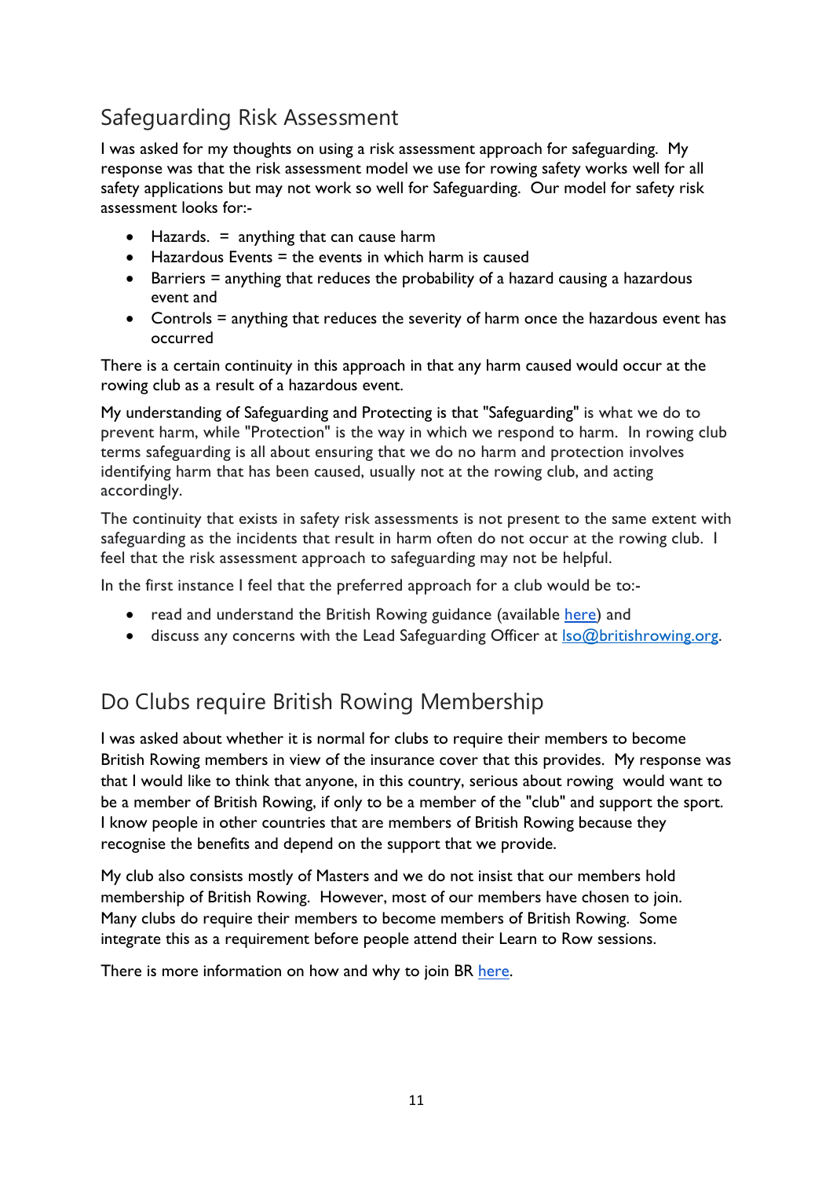## Safeguarding Risk Assessment

I was asked for my thoughts on using a risk assessment approach for safeguarding. My response was that the risk assessment model we use for rowing safety works well for all safety applications but may not work so well for Safeguarding. Our model for safety risk assessment looks for:-

- Hazards. = anything that can cause harm
- Hazardous Events = the events in which harm is caused
- Barriers = anything that reduces the probability of a hazard causing a hazardous event and
- Controls = anything that reduces the severity of harm once the hazardous event has occurred

There is a certain continuity in this approach in that any harm caused would occur at the rowing club as a result of a hazardous event.

My understanding of Safeguarding and Protecting is that "Safeguarding" is what we do to prevent harm, while "Protection" is the way in which we respond to harm. In rowing club terms safeguarding is all about ensuring that we do no harm and protection involves identifying harm that has been caused, usually not at the rowing club, and acting accordingly.

The continuity that exists in safety risk assessments is not present to the same extent with safeguarding as the incidents that result in harm often do not occur at the rowing club. I feel that the risk assessment approach to safeguarding may not be helpful.

In the first instance I feel that the preferred approach for a club would be to:-

- read and understand the British Rowing guidance (available here) and
- discuss any concerns with the Lead Safeguarding Officer at lso@britishrowing.org.

## Do Clubs require British Rowing Membership

I was asked about whether it is normal for clubs to require their members to become British Rowing members in view of the insurance cover that this provides. My response was that I would like to think that anyone, in this country, serious about rowing would want to be a member of British Rowing, if only to be a member of the "club" and support the sport. I know people in other countries that are members of British Rowing because they recognise the benefits and depend on the support that we provide.

My club also consists mostly of Masters and we do not insist that our members hold membership of British Rowing. However, most of our members have chosen to join. Many clubs do require their members to become members of British Rowing. Some integrate this as a requirement before people attend their Learn to Row sessions.

There is more information on how and why to join BR here.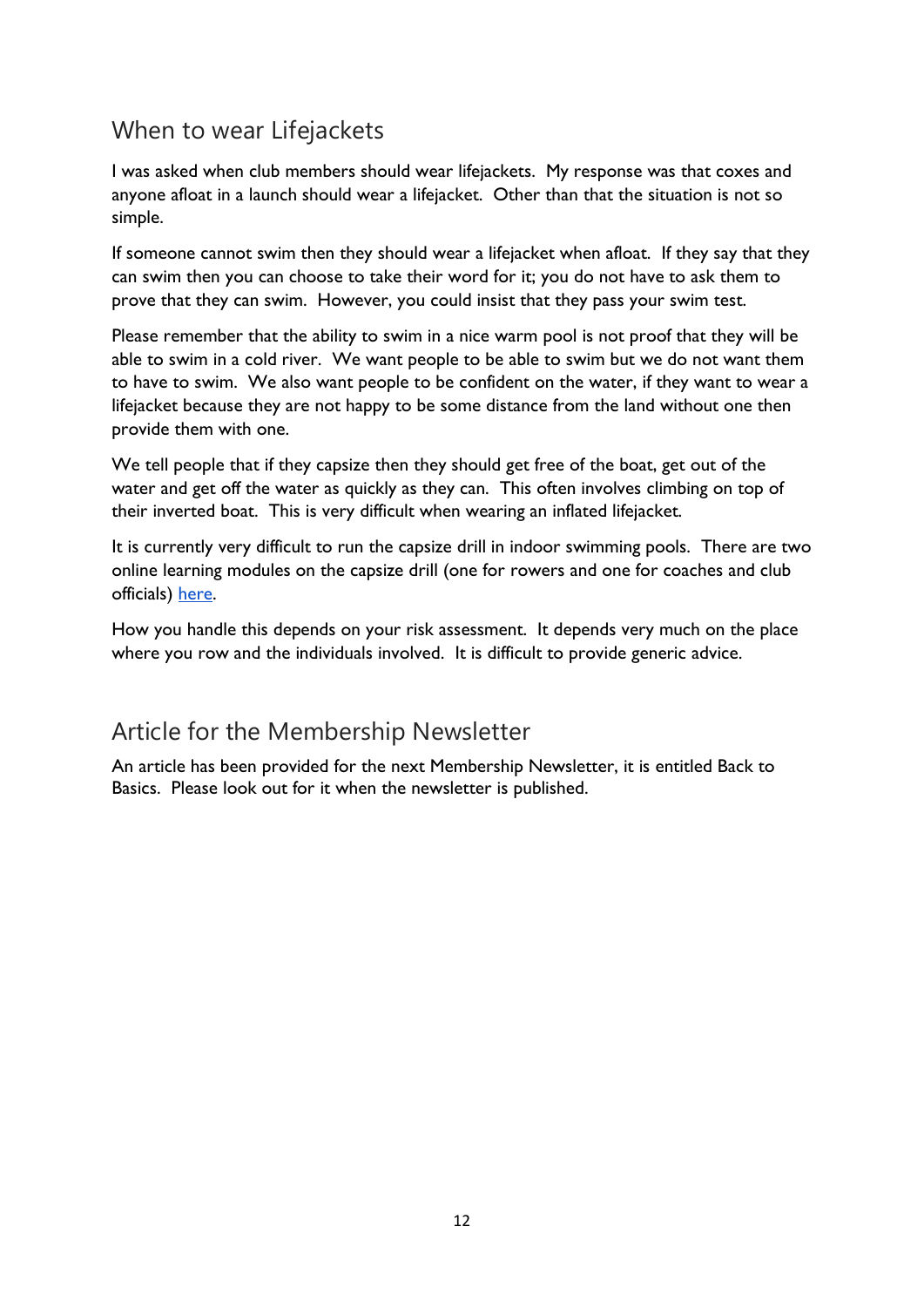## When to wear Lifejackets

I was asked when club members should wear lifejackets. My response was that coxes and anyone afloat in a launch should wear a lifejacket. Other than that the situation is not so simple.

If someone cannot swim then they should wear a lifejacket when afloat. If they say that they can swim then you can choose to take their word for it; you do not have to ask them to prove that they can swim. However, you could insist that they pass your swim test.

Please remember that the ability to swim in a nice warm pool is not proof that they will be able to swim in a cold river. We want people to be able to swim but we do not want them to have to swim. We also want people to be confident on the water, if they want to wear a lifejacket because they are not happy to be some distance from the land without one then provide them with one.

We tell people that if they capsize then they should get free of the boat, get out of the water and get off the water as quickly as they can. This often involves climbing on top of their inverted boat. This is very difficult when wearing an inflated lifejacket.

It is currently very difficult to run the capsize drill in indoor swimming pools. There are two online learning modules on the capsize drill (one for rowers and one for coaches and club officials) here.

How you handle this depends on your risk assessment. It depends very much on the place where you row and the individuals involved. It is difficult to provide generic advice.

## Article for the Membership Newsletter

An article has been provided for the next Membership Newsletter, it is entitled Back to Basics. Please look out for it when the newsletter is published.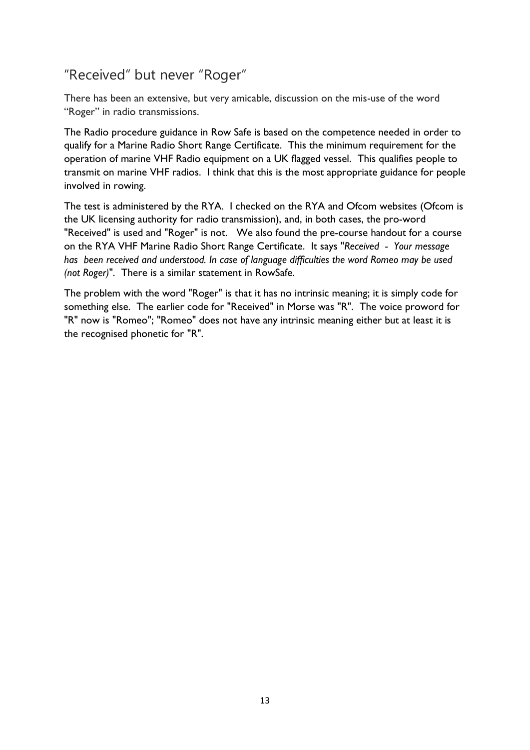## "Received" but never "Roger"

There has been an extensive, but very amicable, discussion on the mis-use of the word "Roger" in radio transmissions.

The Radio procedure guidance in Row Safe is based on the competence needed in order to qualify for a Marine Radio Short Range Certificate. This the minimum requirement for the operation of marine VHF Radio equipment on a UK flagged vessel. This qualifies people to transmit on marine VHF radios. I think that this is the most appropriate guidance for people involved in rowing.

The test is administered by the RYA. I checked on the RYA and Ofcom websites (Ofcom is the UK licensing authority for radio transmission), and, in both cases, the pro-word "Received" is used and "Roger" is not. We also found the pre-course handout for a course on the RYA VHF Marine Radio Short Range Certificate. It says "*Received - Your message has been received and understood. In case of language difficulties the word Romeo may be used (not Roger)*". There is a similar statement in RowSafe.

The problem with the word "Roger" is that it has no intrinsic meaning; it is simply code for something else. The earlier code for "Received" in Morse was "R". The voice proword for "R" now is "Romeo"; "Romeo" does not have any intrinsic meaning either but at least it is the recognised phonetic for "R".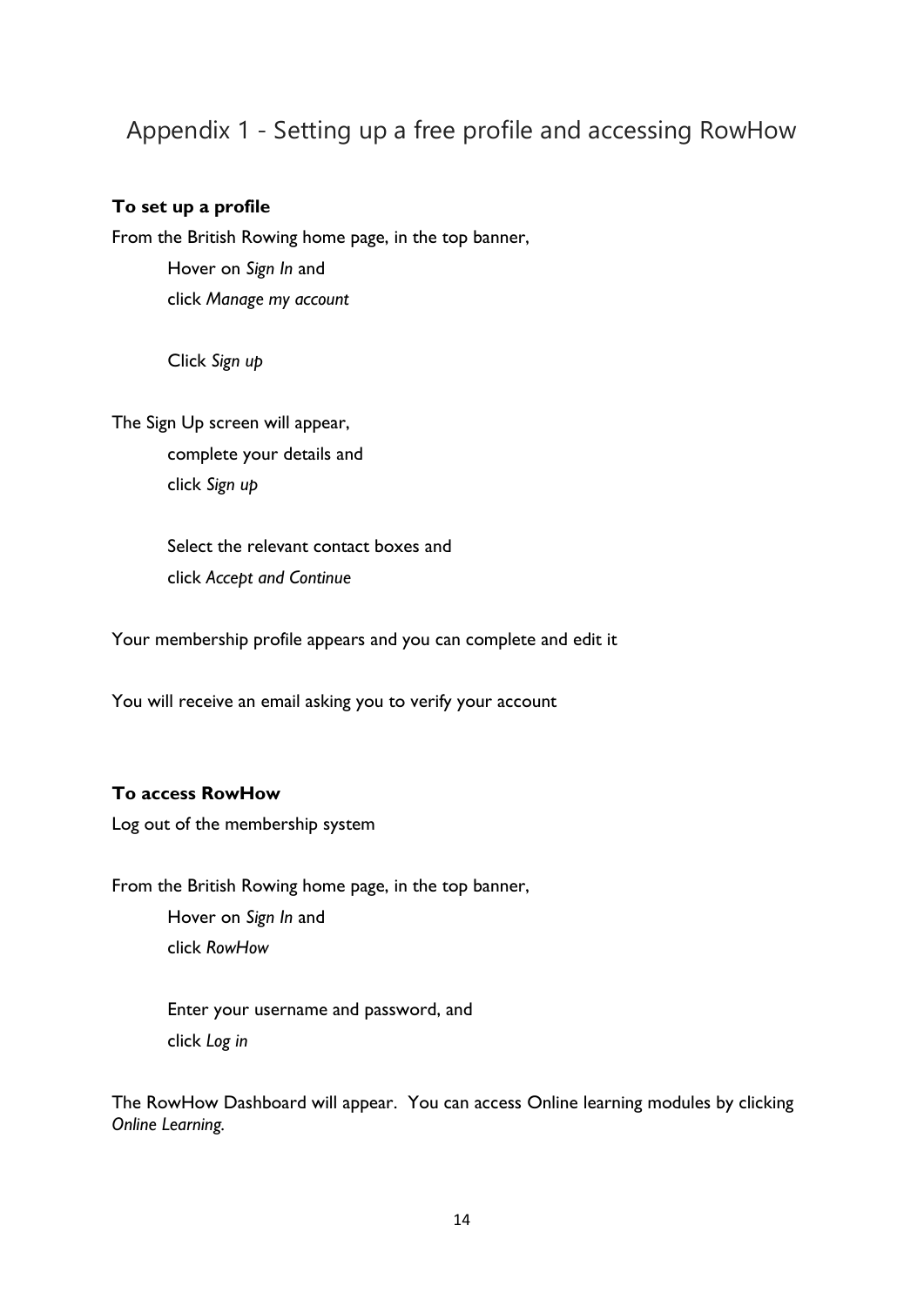# Appendix 1 - Setting up a free profile and accessing RowHow

**To set up a profile**

From the British Rowing home page, in the top banner,

Hover on *Sign In* and
click *Manage my account*

Click *Sign up*

The Sign Up screen will appear,

complete your details and
click *Sign up*

Select the relevant contact boxes and
click *Accept and Continue*

Your membership profile appears and you can complete and edit it

You will receive an email asking you to verify your account

**To access RowHow**

Log out of the membership system

From the British Rowing home page, in the top banner,

Hover on *Sign In* and
click *RowHow*

Enter your username and password, and
click *Log in*

The RowHow Dashboard will appear. You can access Online learning modules by clicking *Online Learning.*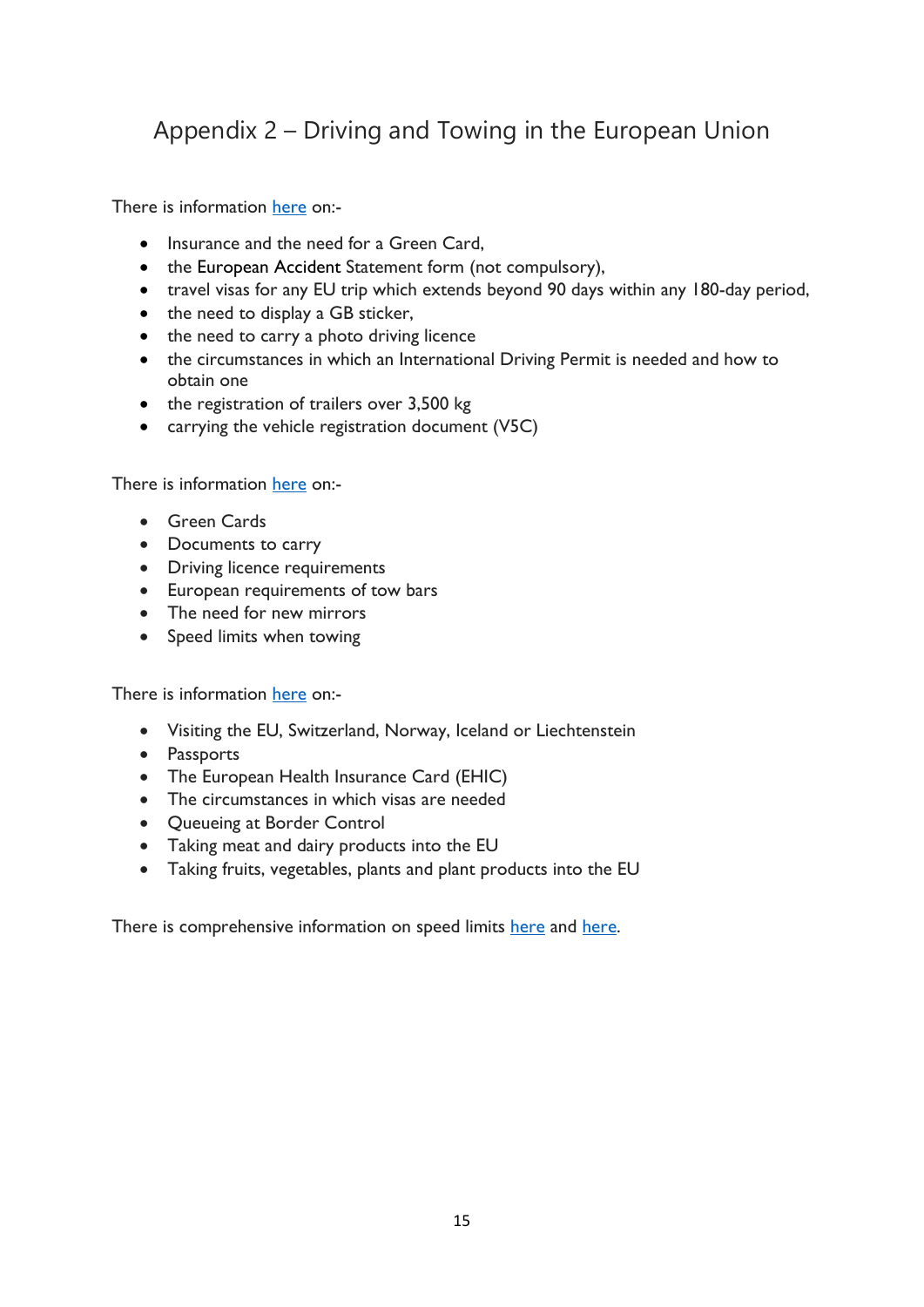# Appendix 2 – Driving and Towing in the European Union

There is information here on:-

- Insurance and the need for a Green Card,
- the European Accident Statement form (not compulsory),
- travel visas for any EU trip which extends beyond 90 days within any 180-day period,
- the need to display a GB sticker,
- the need to carry a photo driving licence
- the circumstances in which an International Driving Permit is needed and how to obtain one
- the registration of trailers over 3,500 kg
- carrying the vehicle registration document (V5C)

There is information here on:-

- Green Cards
- Documents to carry
- Driving licence requirements
- European requirements of tow bars
- The need for new mirrors
- Speed limits when towing

There is information here on:-

- Visiting the EU, Switzerland, Norway, Iceland or Liechtenstein
- Passports
- The European Health Insurance Card (EHIC)
- The circumstances in which visas are needed
- Queueing at Border Control
- Taking meat and dairy products into the EU
- Taking fruits, vegetables, plants and plant products into the EU

There is comprehensive information on speed limits here and here.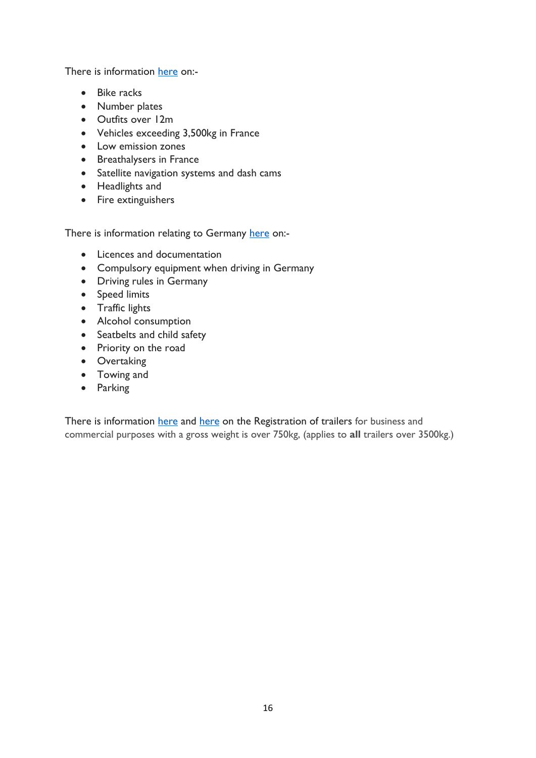There is information here on:-

- Bike racks
- Number plates
- Outfits over 12m
- Vehicles exceeding 3,500kg in France
- Low emission zones
- Breathalysers in France
- Satellite navigation systems and dash cams
- Headlights and
- Fire extinguishers

There is information relating to Germany here on:-

- Licences and documentation
- Compulsory equipment when driving in Germany
- Driving rules in Germany
- Speed limits
- Traffic lights
- Alcohol consumption
- Seatbelts and child safety
- Priority on the road
- Overtaking
- Towing and
- Parking

There is information here and here on the Registration of trailers for business and commercial purposes with a gross weight is over 750kg, (applies to **all** trailers over 3500kg.)